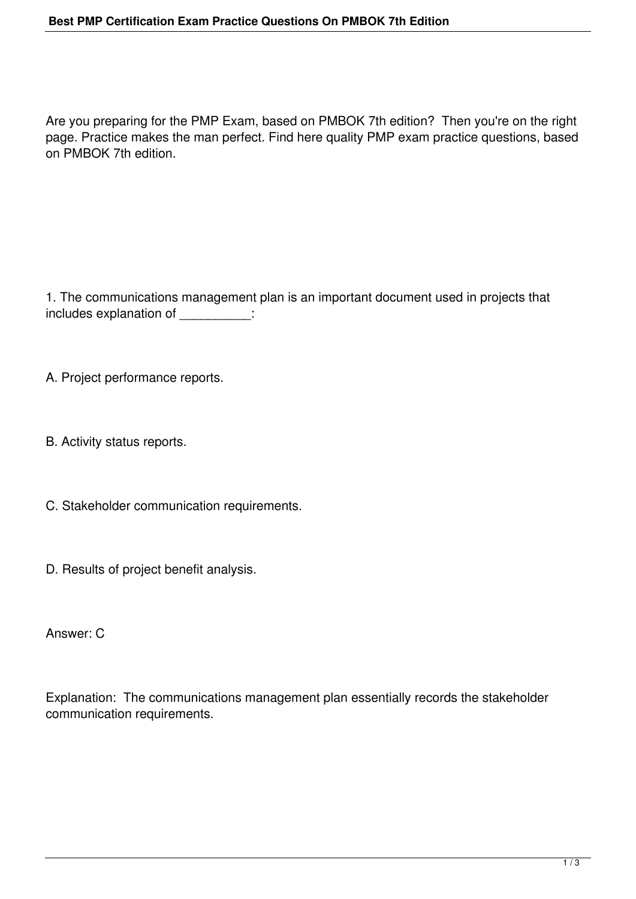Are you preparing for the PMP Exam, based on PMBOK 7th edition?  Then you're on the right page. Practice makes the man perfect. Find here quality PMP exam practice questions, based on PMBOK 7th edition.

1. The communications management plan is an important document used in projects that includes explanation of __________:

A. Project performance reports.

B. Activity status reports.

C. Stakeholder communication requirements.

D. Results of project benefit analysis.

Answer: C

Explanation:  The communications management plan essentially records the stakeholder communication requirements.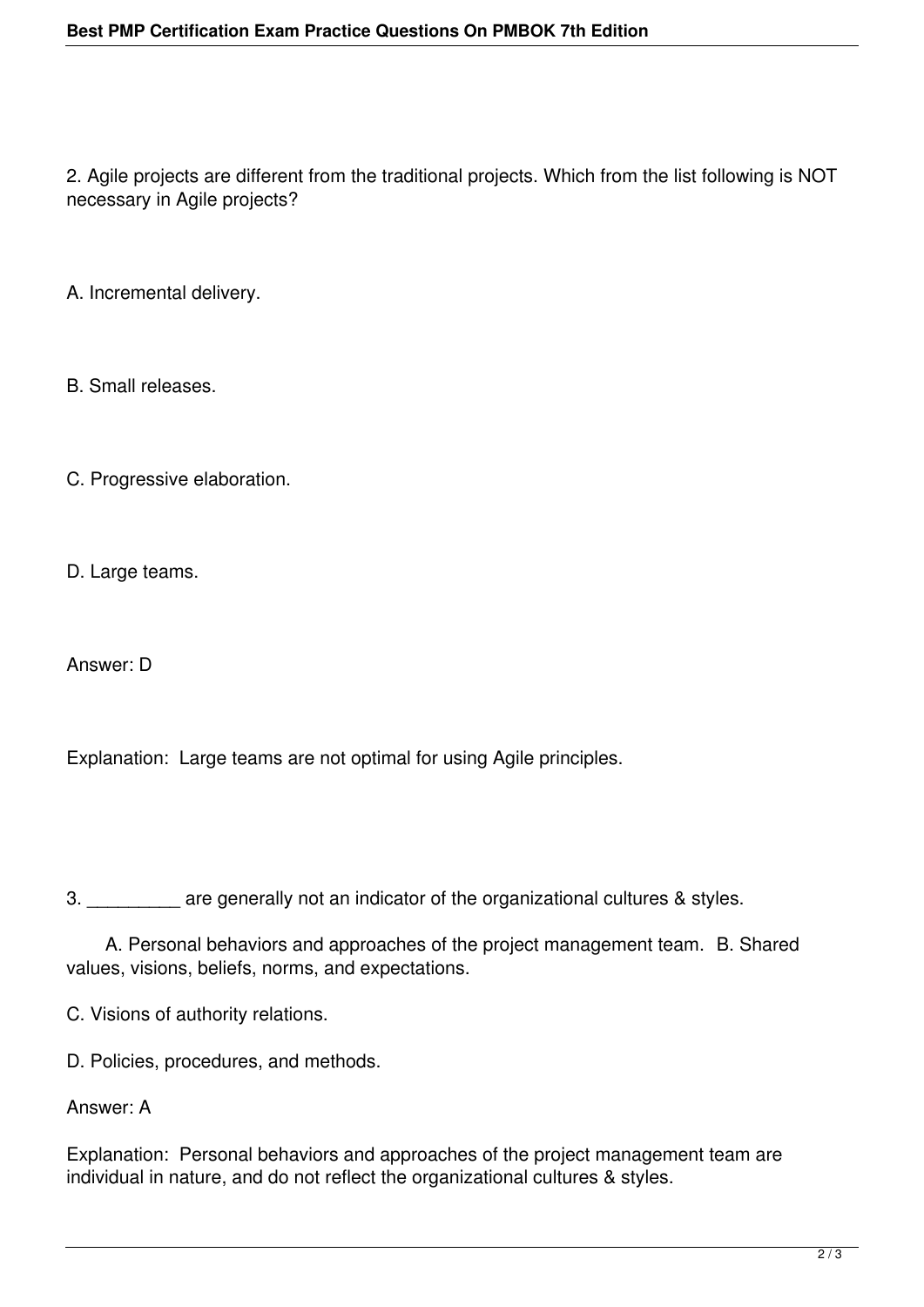2. Agile projects are different from the traditional projects. Which from the list following is NOT necessary in Agile projects?

A. Incremental delivery.

B. Small releases.

C. Progressive elaboration.

D. Large teams.

Answer: D

Explanation: Large teams are not optimal for using Agile principles.

3. _________ are generally not an indicator of the organizational cultures & styles.

A. Personal behaviors and approaches of the project management team. B. Shared values, visions, beliefs, norms, and expectations.

C. Visions of authority relations.

D. Policies, procedures, and methods.

Answer: A

Explanation: Personal behaviors and approaches of the project management team are individual in nature, and do not reflect the organizational cultures & styles.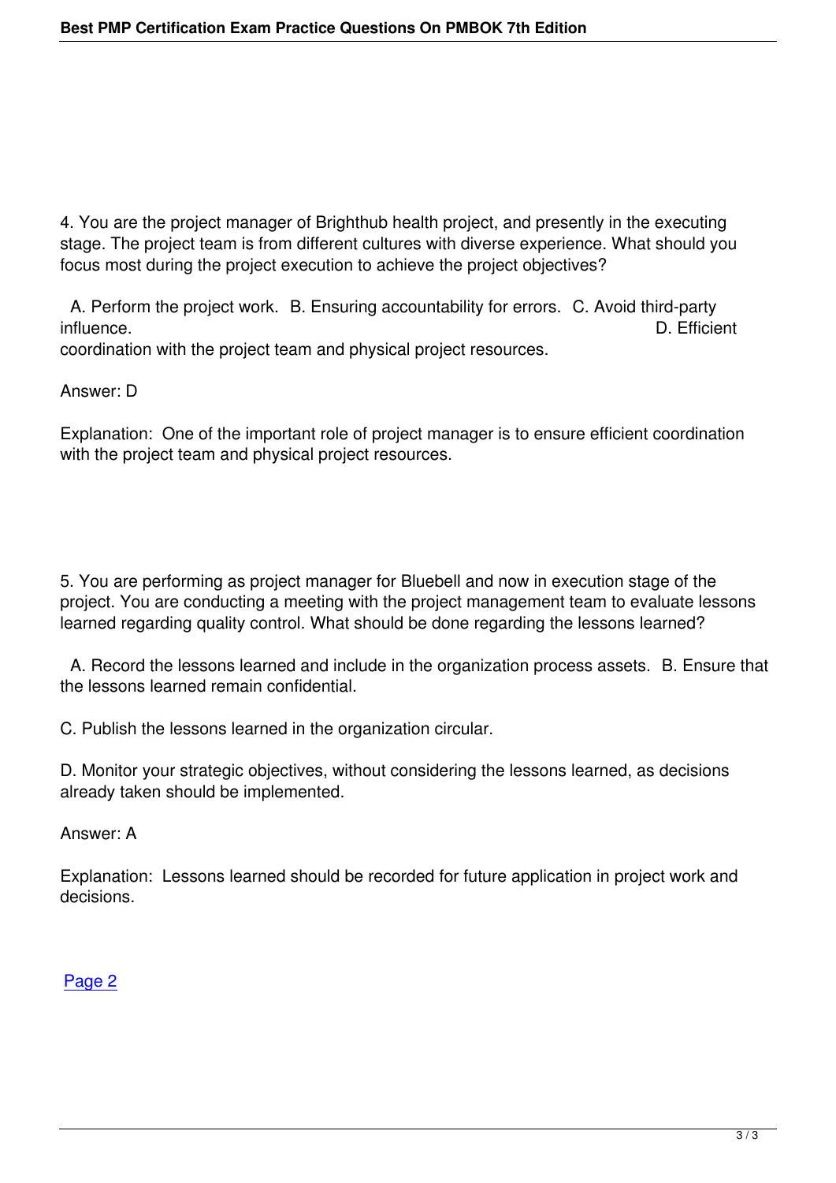4. You are the project manager of Brighthub health project, and presently in the executing stage. The project team is from different cultures with diverse experience. What should you focus most during the project execution to achieve the project objectives?

A. Perform the project work.

B. Ensuring accountability for errors.

C. Avoid third-party influence.

D. Efficient coordination with the project team and physical project resources.

Answer: D

Explanation: One of the important role of project manager is to ensure efficient coordination with the project team and physical project resources.

5. You are performing as project manager for Bluebell and now in execution stage of the project. You are conducting a meeting with the project management team to evaluate lessons learned regarding quality control. What should be done regarding the lessons learned?

A. Record the lessons learned and include in the organization process assets.

B. Ensure that the lessons learned remain confidential.

C. Publish the lessons learned in the organization circular.

D. Monitor your strategic objectives, without considering the lessons learned, as decisions already taken should be implemented.

Answer: A

Explanation: Lessons learned should be recorded for future application in project work and decisions.

Page 2